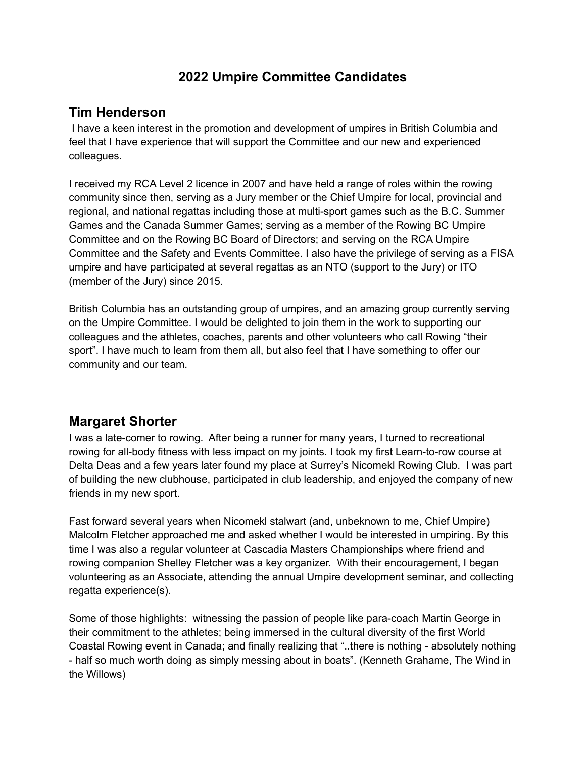# 2022 Umpire Committee Candidates

## Tim Henderson

I have a keen interest in the promotion and development of umpires in British Columbia and feel that I have experience that will support the Committee and our new and experienced colleagues.

I received my RCA Level 2 licence in 2007 and have held a range of roles within the rowing community since then, serving as a Jury member or the Chief Umpire for local, provincial and regional, and national regattas including those at multi-sport games such as the B.C. Summer Games and the Canada Summer Games; serving as a member of the Rowing BC Umpire Committee and on the Rowing BC Board of Directors; and serving on the RCA Umpire Committee and the Safety and Events Committee. I also have the privilege of serving as a FISA umpire and have participated at several regattas as an NTO (support to the Jury) or ITO (member of the Jury) since 2015.

British Columbia has an outstanding group of umpires, and an amazing group currently serving on the Umpire Committee. I would be delighted to join them in the work to supporting our colleagues and the athletes, coaches, parents and other volunteers who call Rowing "their sport". I have much to learn from them all, but also feel that I have something to offer our community and our team.

## Margaret Shorter

I was a late-comer to rowing. After being a runner for many years, I turned to recreational rowing for all-body fitness with less impact on my joints. I took my first Learn-to-row course at Delta Deas and a few years later found my place at Surrey's Nicomekl Rowing Club. I was part of building the new clubhouse, participated in club leadership, and enjoyed the company of new friends in my new sport.

Fast forward several years when Nicomekl stalwart (and, unbeknown to me, Chief Umpire) Malcolm Fletcher approached me and asked whether I would be interested in umpiring. By this time I was also a regular volunteer at Cascadia Masters Championships where friend and rowing companion Shelley Fletcher was a key organizer. With their encouragement, I began volunteering as an Associate, attending the annual Umpire development seminar, and collecting regatta experience(s).

Some of those highlights: witnessing the passion of people like para-coach Martin George in their commitment to the athletes; being immersed in the cultural diversity of the first World Coastal Rowing event in Canada; and finally realizing that "..there is nothing - absolutely nothing - half so much worth doing as simply messing about in boats". (Kenneth Grahame, The Wind in the Willows)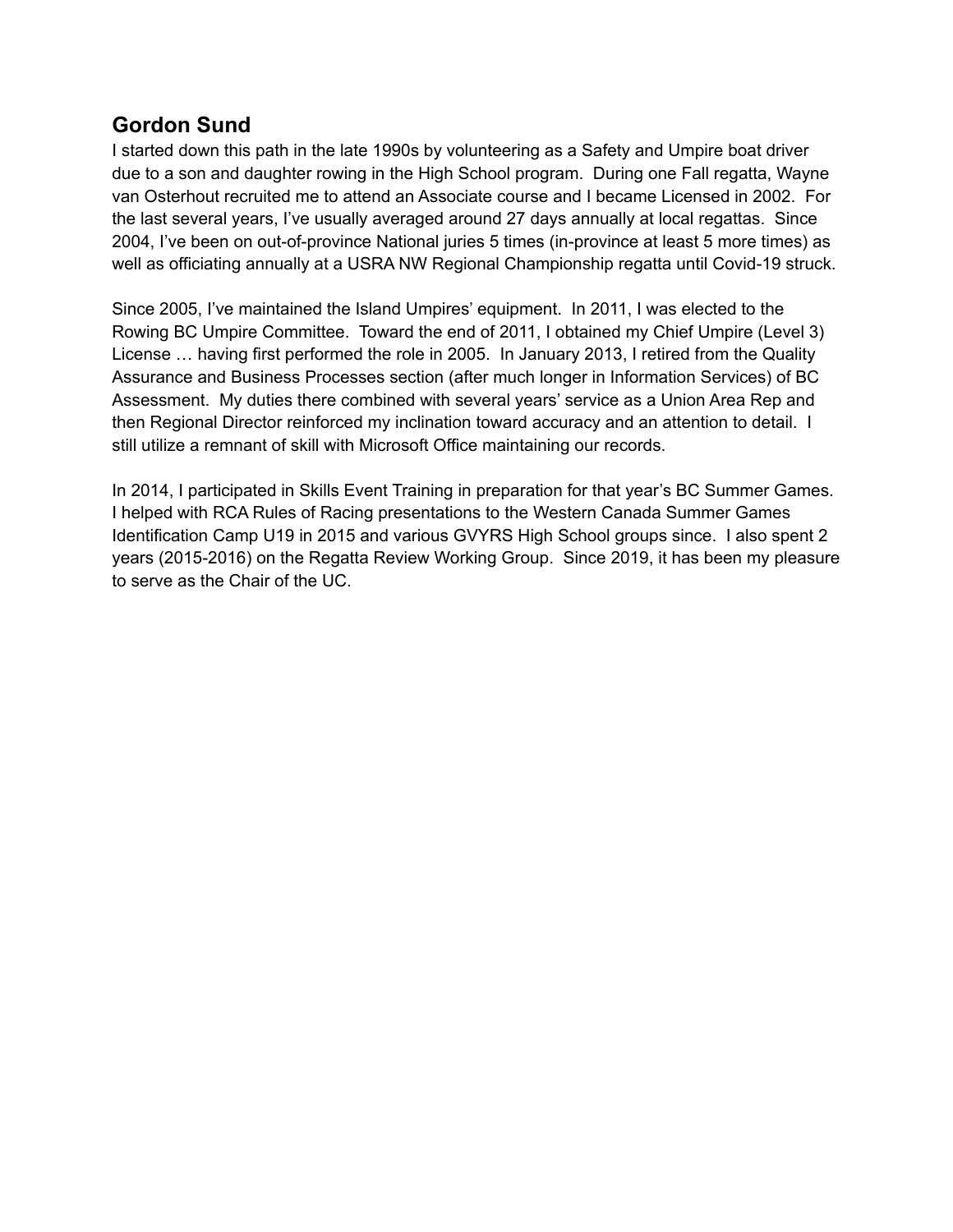## Gordon Sund

I started down this path in the late 1990s by volunteering as a Safety and Umpire boat driver due to a son and daughter rowing in the High School program. During one Fall regatta, Wayne van Osterhout recruited me to attend an Associate course and I became Licensed in 2002. For the last several years, I've usually averaged around 27 days annually at local regattas. Since 2004, I've been on out-of-province National juries 5 times (in-province at least 5 more times) as well as officiating annually at a USRA NW Regional Championship regatta until Covid-19 struck.

Since 2005, I've maintained the Island Umpires' equipment. In 2011, I was elected to the Rowing BC Umpire Committee. Toward the end of 2011, I obtained my Chief Umpire (Level 3) License … having first performed the role in 2005. In January 2013, I retired from the Quality Assurance and Business Processes section (after much longer in Information Services) of BC Assessment. My duties there combined with several years' service as a Union Area Rep and then Regional Director reinforced my inclination toward accuracy and an attention to detail. I still utilize a remnant of skill with Microsoft Office maintaining our records.

In 2014, I participated in Skills Event Training in preparation for that year's BC Summer Games. I helped with RCA Rules of Racing presentations to the Western Canada Summer Games Identification Camp U19 in 2015 and various GVYRS High School groups since. I also spent 2 years (2015-2016) on the Regatta Review Working Group. Since 2019, it has been my pleasure to serve as the Chair of the UC.